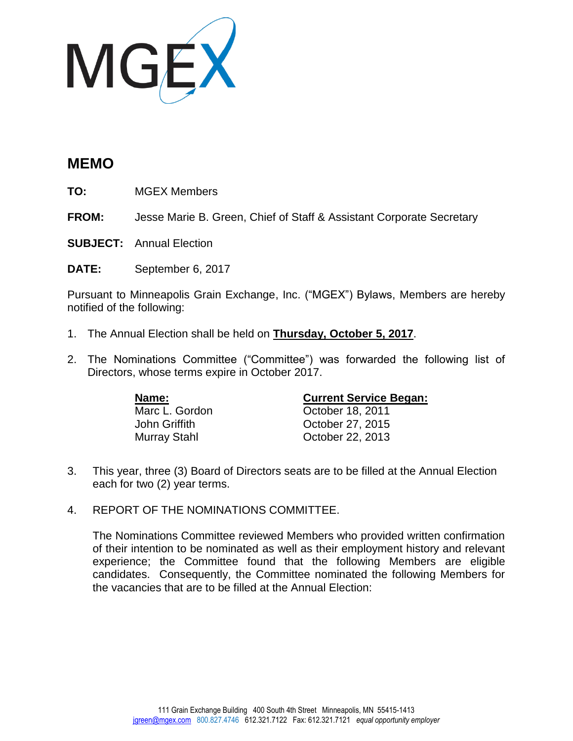MGEX

# MEMO

**TO:** MGEX Members

**FROM:** Jesse Marie B. Green, Chief of Staff & Assistant Corporate Secretary

**SUBJECT:** Annual Election

**DATE:** September 6, 2017

Pursuant to Minneapolis Grain Exchange, Inc. ("MGEX") Bylaws, Members are hereby notified of the following:

1. The Annual Election shall be held on **Thursday, October 5, 2017**.

2. The Nominations Committee ("Committee") was forwarded the following list of Directors, whose terms expire in October 2017.

| **Name:** | **Current Service Began:** |
|---|---|
| Marc L. Gordon | October 18, 2011 |
| John Griffith | October 27, 2015 |
| Murray Stahl | October 22, 2013 |

3. This year, three (3) Board of Directors seats are to be filled at the Annual Election each for two (2) year terms.

4. REPORT OF THE NOMINATIONS COMMITTEE.

   The Nominations Committee reviewed Members who provided written confirmation of their intention to be nominated as well as their employment history and relevant experience; the Committee found that the following Members are eligible candidates. Consequently, the Committee nominated the following Members for the vacancies that are to be filled at the Annual Election:

111 Grain Exchange Building 400 South 4th Street Minneapolis, MN 55415-1413
jgreen@mgex.com 800.827.4746 612.321.7122 Fax: 612.321.7121 *equal opportunity employer*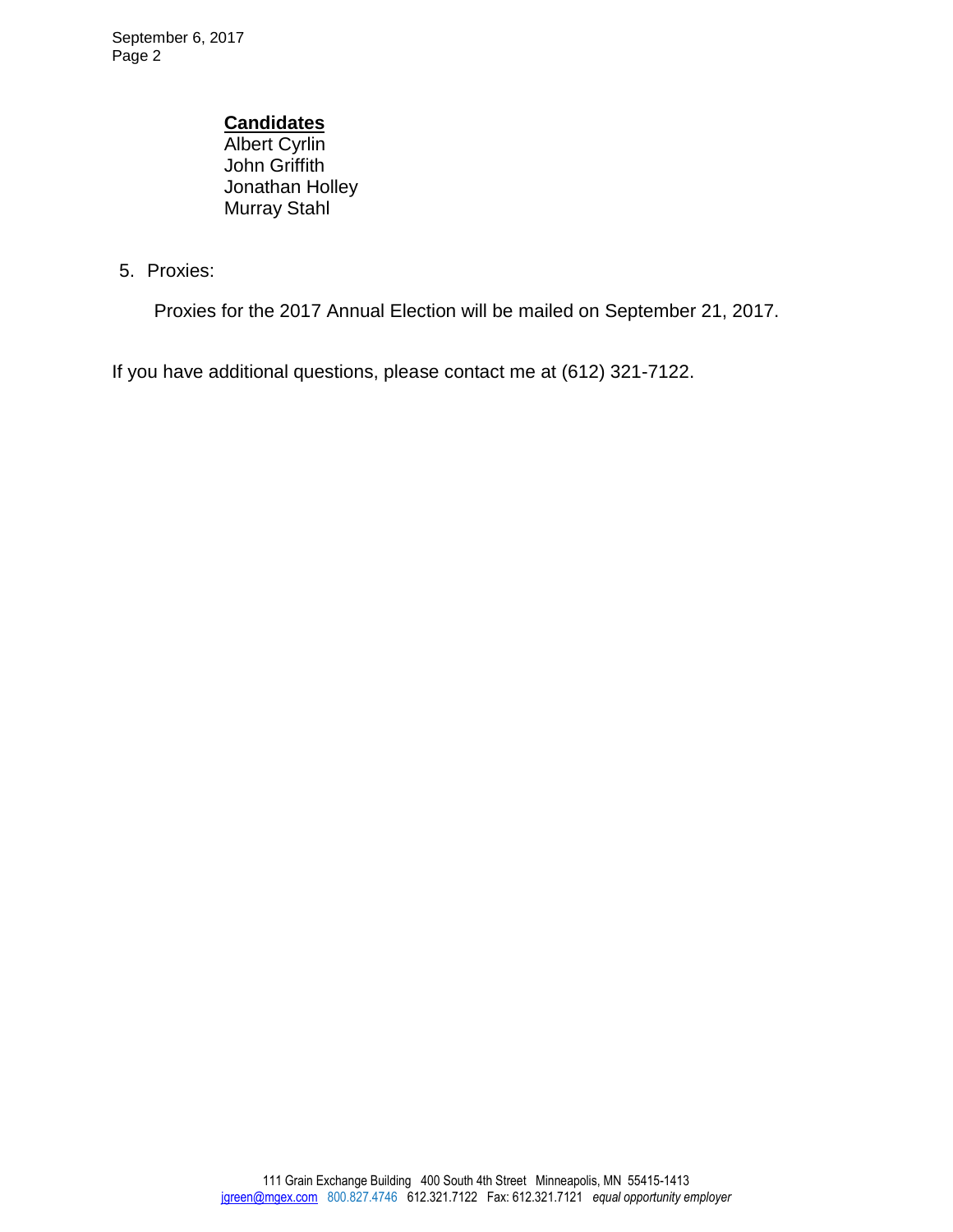**Candidates**
Albert Cyrlin
John Griffith
Jonathan Holley
Murray Stahl

5. Proxies:

   Proxies for the 2017 Annual Election will be mailed on September 21, 2017.

If you have additional questions, please contact me at (612) 321-7122.